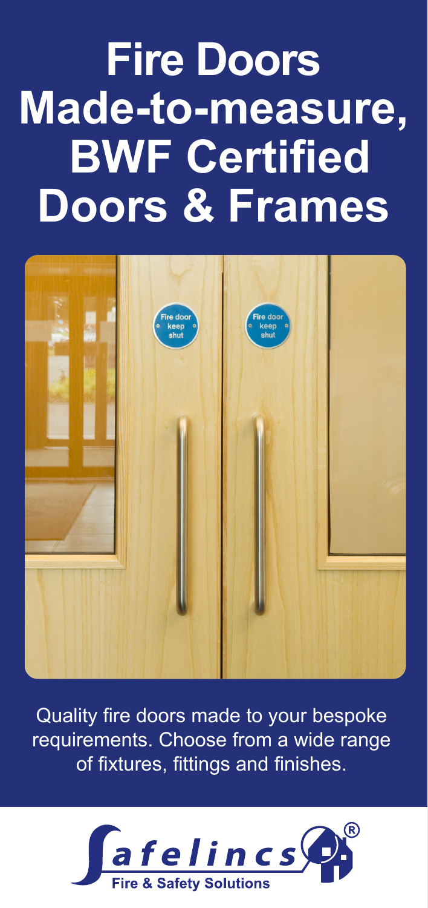# Fire Doors Made-to-measure, BWF Certified Doors & Frames

Quality fire doors made to your bespoke requirements. Choose from a wide range of fixtures, fittings and finishes.

Safelincs®

Fire & Safety Solutions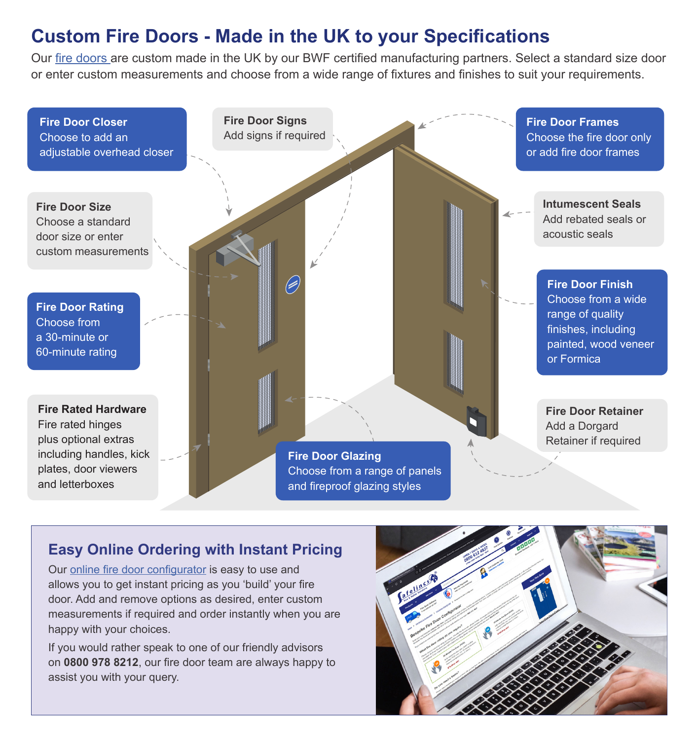# Custom Fire Doors - Made in the UK to your Specifications

Our fire doors are custom made in the UK by our BWF certified manufacturing partners. Select a standard size door or enter custom measurements and choose from a wide range of fixtures and finishes to suit your requirements.

**Fire Door Closer**
Choose to add an adjustable overhead closer

**Fire Door Signs**
Add signs if required

**Fire Door Frames**
Choose the fire door only or add fire door frames

**Fire Door Size**
Choose a standard door size or enter custom measurements

**Intumescent Seals**
Add rebated seals or acoustic seals

**Fire Door Rating**
Choose from a 30-minute or 60-minute rating

**Fire Door Finish**
Choose from a wide range of quality finishes, including painted, wood veneer or Formica

**Fire Rated Hardware**
Fire rated hinges plus optional extras including handles, kick plates, door viewers and letterboxes

**Fire Door Retainer**
Add a Dorgard Retainer if required

**Fire Door Glazing**
Choose from a range of panels and fireproof glazing styles

## Easy Online Ordering with Instant Pricing

Our online fire door configurator is easy to use and allows you to get instant pricing as you 'build' your fire door. Add and remove options as desired, enter custom measurements if required and order instantly when you are happy with your choices.

If you would rather speak to one of our friendly advisors on **0800 978 8212**, our fire door team are always happy to assist you with your query.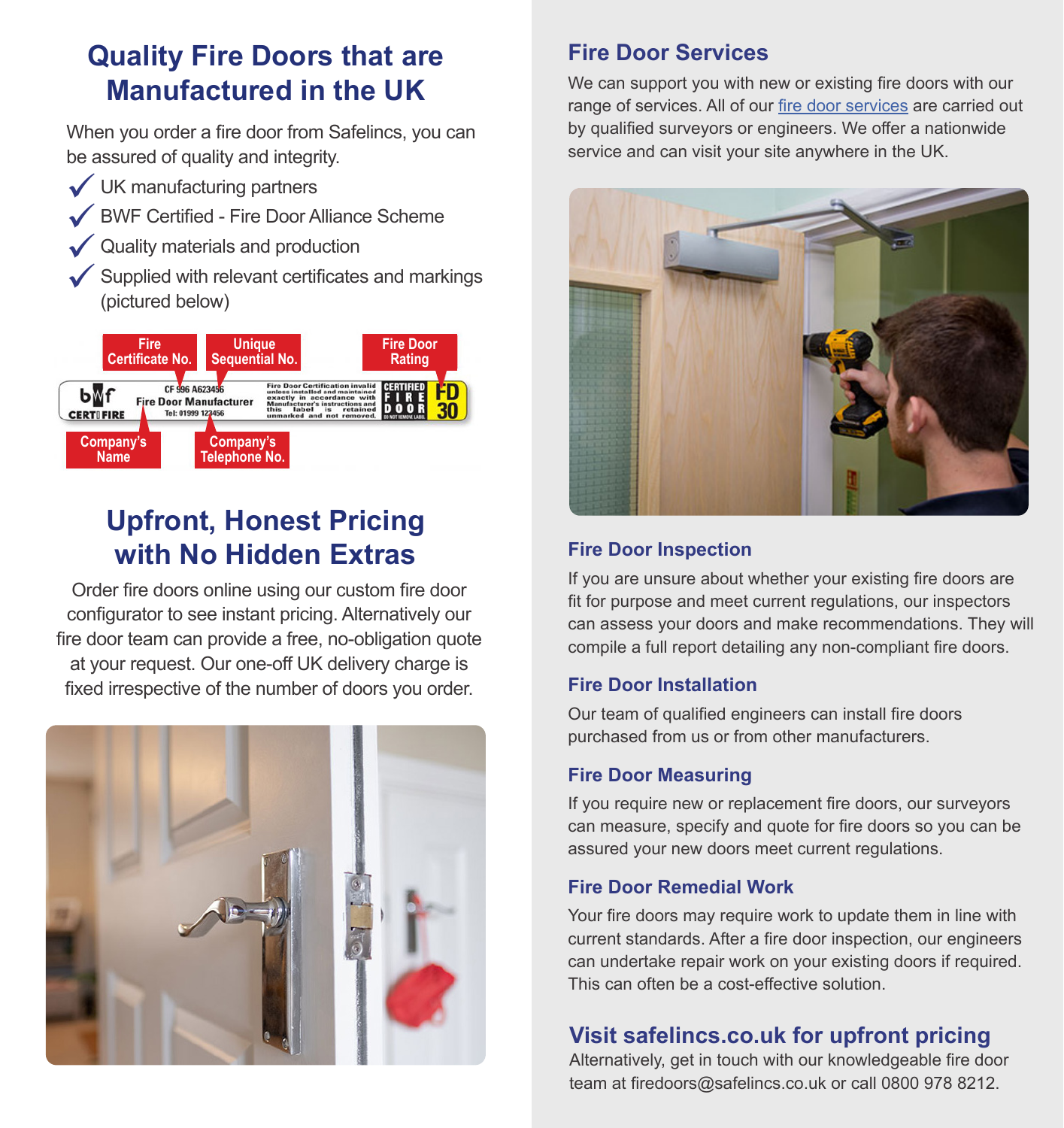## Quality Fire Doors that are Manufactured in the UK

When you order a fire door from Safelincs, you can be assured of quality and integrity.

- ✓ UK manufacturing partners
- ✓ BWF Certified - Fire Door Alliance Scheme
- ✓ Quality materials and production
- ✓ Supplied with relevant certificates and markings (pictured below)

Fire Certificate No. | Unique Sequential No. | Fire Door Rating | Company's Name | Company's Telephone No.

## Upfront, Honest Pricing with No Hidden Extras

Order fire doors online using our custom fire door configurator to see instant pricing. Alternatively our fire door team can provide a free, no-obligation quote at your request. Our one-off UK delivery charge is fixed irrespective of the number of doors you order.

## Fire Door Services

We can support you with new or existing fire doors with our range of services. All of our fire door services are carried out by qualified surveyors or engineers. We offer a nationwide service and can visit your site anywhere in the UK.

### Fire Door Inspection

If you are unsure about whether your existing fire doors are fit for purpose and meet current regulations, our inspectors can assess your doors and make recommendations. They will compile a full report detailing any non-compliant fire doors.

### Fire Door Installation

Our team of qualified engineers can install fire doors purchased from us or from other manufacturers.

### Fire Door Measuring

If you require new or replacement fire doors, our surveyors can measure, specify and quote for fire doors so you can be assured your new doors meet current regulations.

### Fire Door Remedial Work

Your fire doors may require work to update them in line with current standards. After a fire door inspection, our engineers can undertake repair work on your existing doors if required. This can often be a cost-effective solution.

## Visit safelincs.co.uk for upfront pricing

Alternatively, get in touch with our knowledgeable fire door team at firedoors@safelincs.co.uk or call 0800 978 8212.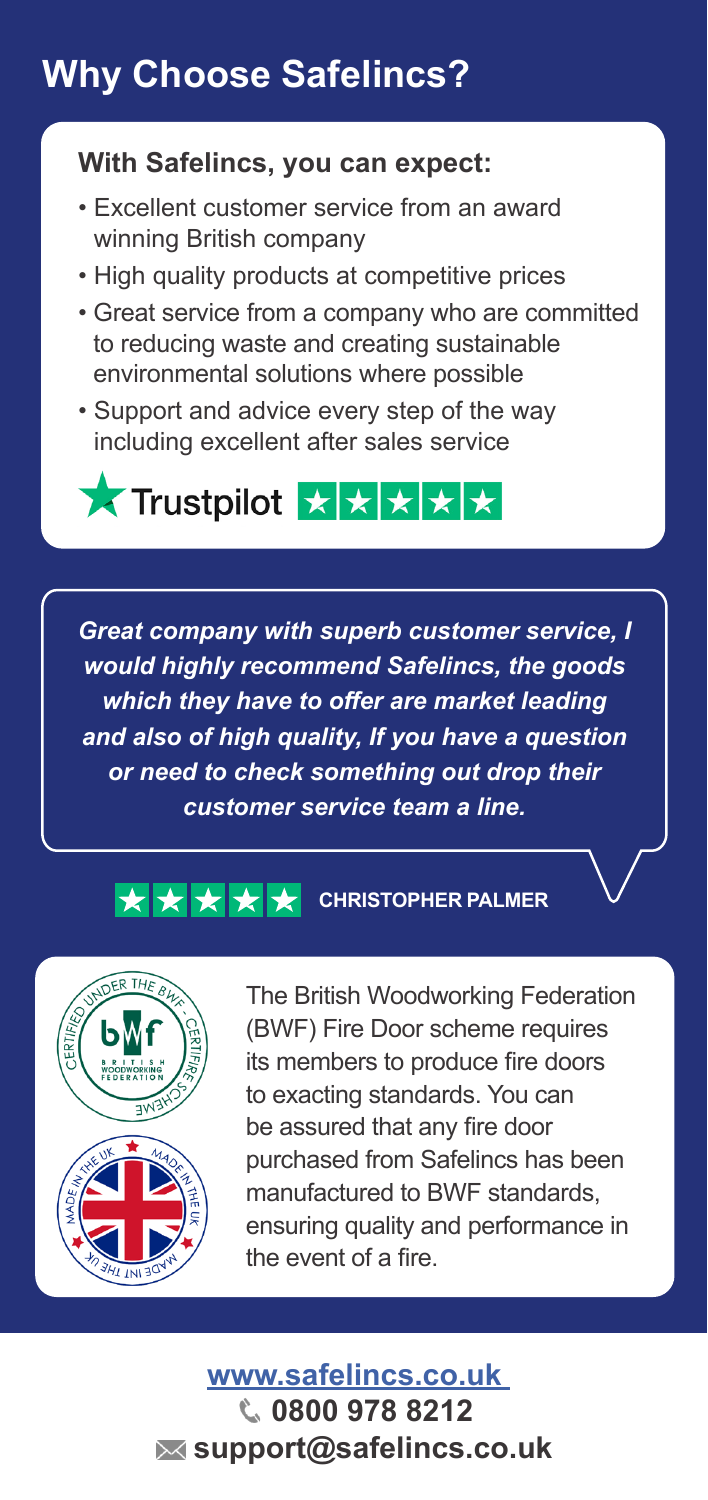# Why Choose Safelincs?

**With Safelincs, you can expect:**

- Excellent customer service from an award winning British company
- High quality products at competitive prices
- Great service from a company who are committed to reducing waste and creating sustainable environmental solutions where possible
- Support and advice every step of the way including excellent after sales service

Trustpilot ★★★★★

***Great company with superb customer service, I would highly recommend Safelincs, the goods which they have to offer are market leading and also of high quality, If you have a question or need to check something out drop their customer service team a line.***

★★★★★ **CHRISTOPHER PALMER**

The British Woodworking Federation (BWF) Fire Door scheme requires its members to produce fire doors to exacting standards. You can be assured that any fire door purchased from Safelincs has been manufactured to BWF standards, ensuring quality and performance in the event of a fire.

**www.safelincs.co.uk**
**0800 978 8212**
**support@safelincs.co.uk**